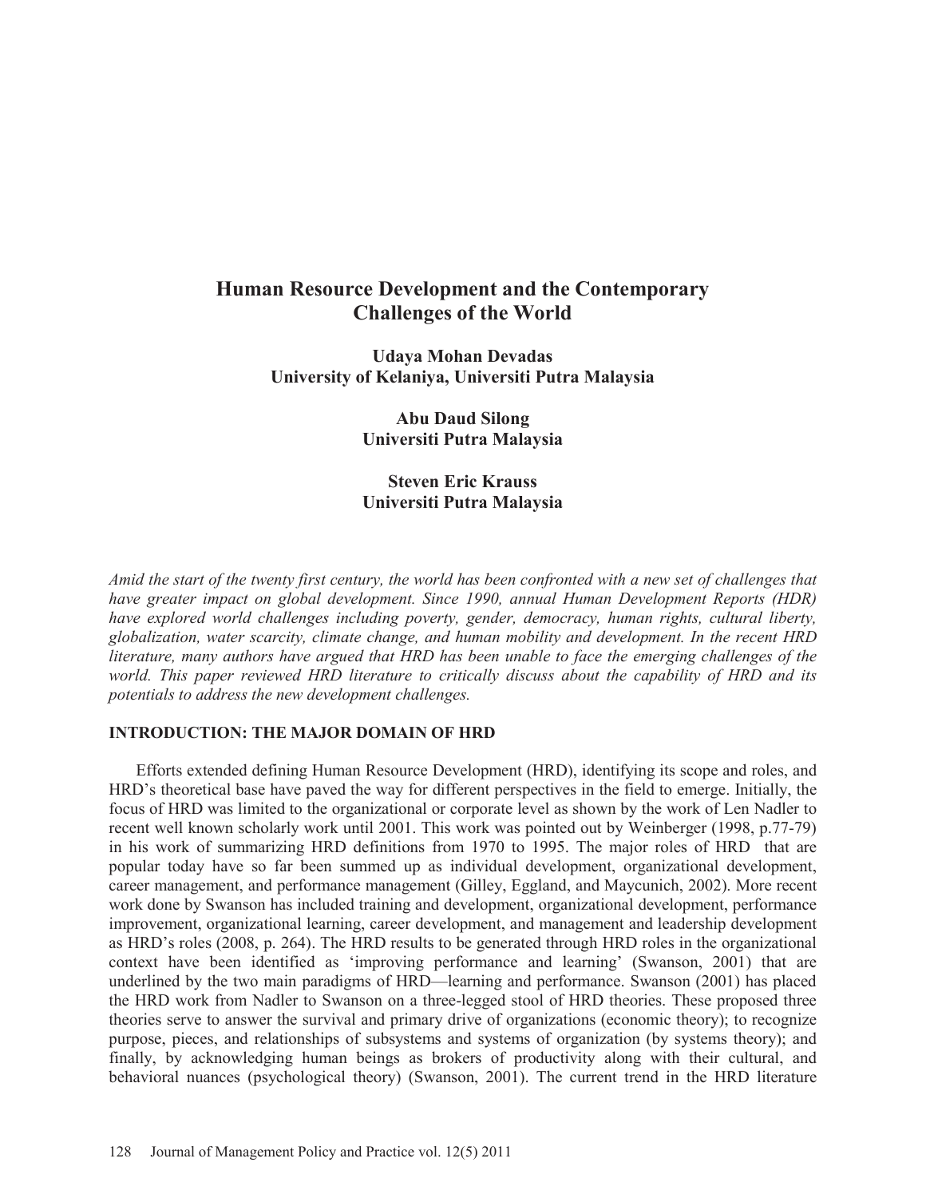# Human Resource Development and the Contemporary Challenges of the World

**Udaya Mohan Devadas**
**University of Kelaniya, Universiti Putra Malaysia**

**Abu Daud Silong**
**Universiti Putra Malaysia**

**Steven Eric Krauss**
**Universiti Putra Malaysia**

*Amid the start of the twenty first century, the world has been confronted with a new set of challenges that have greater impact on global development. Since 1990, annual Human Development Reports (HDR) have explored world challenges including poverty, gender, democracy, human rights, cultural liberty, globalization, water scarcity, climate change, and human mobility and development. In the recent HRD literature, many authors have argued that HRD has been unable to face the emerging challenges of the world. This paper reviewed HRD literature to critically discuss about the capability of HRD and its potentials to address the new development challenges.*

## INTRODUCTION: THE MAJOR DOMAIN OF HRD

Efforts extended defining Human Resource Development (HRD), identifying its scope and roles, and HRD's theoretical base have paved the way for different perspectives in the field to emerge. Initially, the focus of HRD was limited to the organizational or corporate level as shown by the work of Len Nadler to recent well known scholarly work until 2001. This work was pointed out by Weinberger (1998, p.77-79) in his work of summarizing HRD definitions from 1970 to 1995. The major roles of HRD that are popular today have so far been summed up as individual development, organizational development, career management, and performance management (Gilley, Eggland, and Maycunich, 2002). More recent work done by Swanson has included training and development, organizational development, performance improvement, organizational learning, career development, and management and leadership development as HRD's roles (2008, p. 264). The HRD results to be generated through HRD roles in the organizational context have been identified as 'improving performance and learning' (Swanson, 2001) that are underlined by the two main paradigms of HRD—learning and performance. Swanson (2001) has placed the HRD work from Nadler to Swanson on a three-legged stool of HRD theories. These proposed three theories serve to answer the survival and primary drive of organizations (economic theory); to recognize purpose, pieces, and relationships of subsystems and systems of organization (by systems theory); and finally, by acknowledging human beings as brokers of productivity along with their cultural, and behavioral nuances (psychological theory) (Swanson, 2001). The current trend in the HRD literature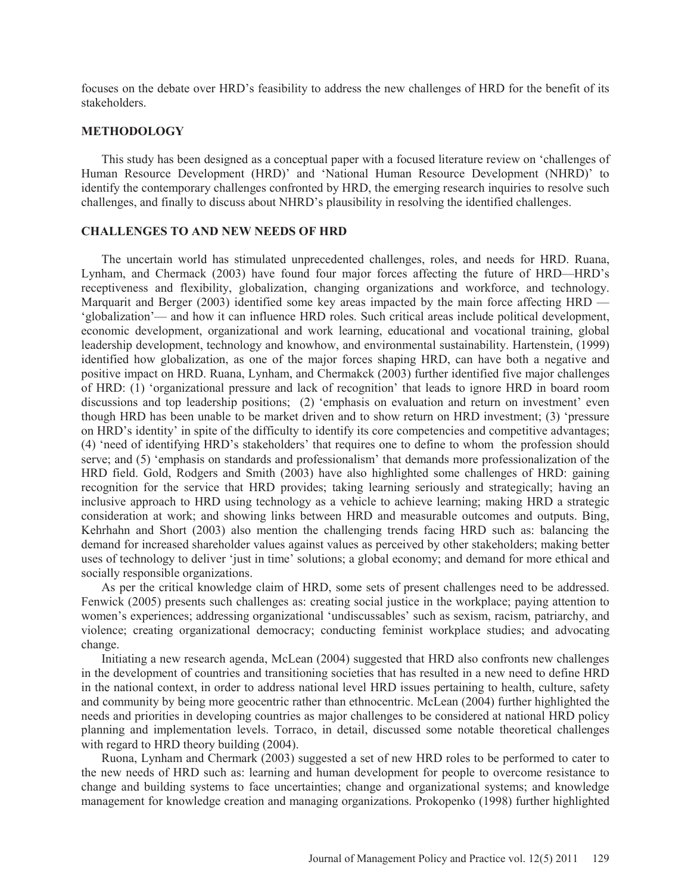focuses on the debate over HRD's feasibility to address the new challenges of HRD for the benefit of its stakeholders.

## METHODOLOGY

This study has been designed as a conceptual paper with a focused literature review on 'challenges of Human Resource Development (HRD)' and 'National Human Resource Development (NHRD)' to identify the contemporary challenges confronted by HRD, the emerging research inquiries to resolve such challenges, and finally to discuss about NHRD's plausibility in resolving the identified challenges.

## CHALLENGES TO AND NEW NEEDS OF HRD

The uncertain world has stimulated unprecedented challenges, roles, and needs for HRD. Ruana, Lynham, and Chermack (2003) have found four major forces affecting the future of HRD—HRD's receptiveness and flexibility, globalization, changing organizations and workforce, and technology. Marquarit and Berger (2003) identified some key areas impacted by the main force affecting HRD — 'globalization'— and how it can influence HRD roles. Such critical areas include political development, economic development, organizational and work learning, educational and vocational training, global leadership development, technology and knowhow, and environmental sustainability. Hartenstein, (1999) identified how globalization, as one of the major forces shaping HRD, can have both a negative and positive impact on HRD. Ruana, Lynham, and Chermakck (2003) further identified five major challenges of HRD: (1) 'organizational pressure and lack of recognition' that leads to ignore HRD in board room discussions and top leadership positions; (2) 'emphasis on evaluation and return on investment' even though HRD has been unable to be market driven and to show return on HRD investment; (3) 'pressure on HRD's identity' in spite of the difficulty to identify its core competencies and competitive advantages; (4) 'need of identifying HRD's stakeholders' that requires one to define to whom the profession should serve; and (5) 'emphasis on standards and professionalism' that demands more professionalization of the HRD field. Gold, Rodgers and Smith (2003) have also highlighted some challenges of HRD: gaining recognition for the service that HRD provides; taking learning seriously and strategically; having an inclusive approach to HRD using technology as a vehicle to achieve learning; making HRD a strategic consideration at work; and showing links between HRD and measurable outcomes and outputs. Bing, Kehrhahn and Short (2003) also mention the challenging trends facing HRD such as: balancing the demand for increased shareholder values against values as perceived by other stakeholders; making better uses of technology to deliver 'just in time' solutions; a global economy; and demand for more ethical and socially responsible organizations.

As per the critical knowledge claim of HRD, some sets of present challenges need to be addressed. Fenwick (2005) presents such challenges as: creating social justice in the workplace; paying attention to women's experiences; addressing organizational 'undiscussables' such as sexism, racism, patriarchy, and violence; creating organizational democracy; conducting feminist workplace studies; and advocating change.

Initiating a new research agenda, McLean (2004) suggested that HRD also confronts new challenges in the development of countries and transitioning societies that has resulted in a new need to define HRD in the national context, in order to address national level HRD issues pertaining to health, culture, safety and community by being more geocentric rather than ethnocentric. McLean (2004) further highlighted the needs and priorities in developing countries as major challenges to be considered at national HRD policy planning and implementation levels. Torraco, in detail, discussed some notable theoretical challenges with regard to HRD theory building (2004).

Ruona, Lynham and Chermark (2003) suggested a set of new HRD roles to be performed to cater to the new needs of HRD such as: learning and human development for people to overcome resistance to change and building systems to face uncertainties; change and organizational systems; and knowledge management for knowledge creation and managing organizations. Prokopenko (1998) further highlighted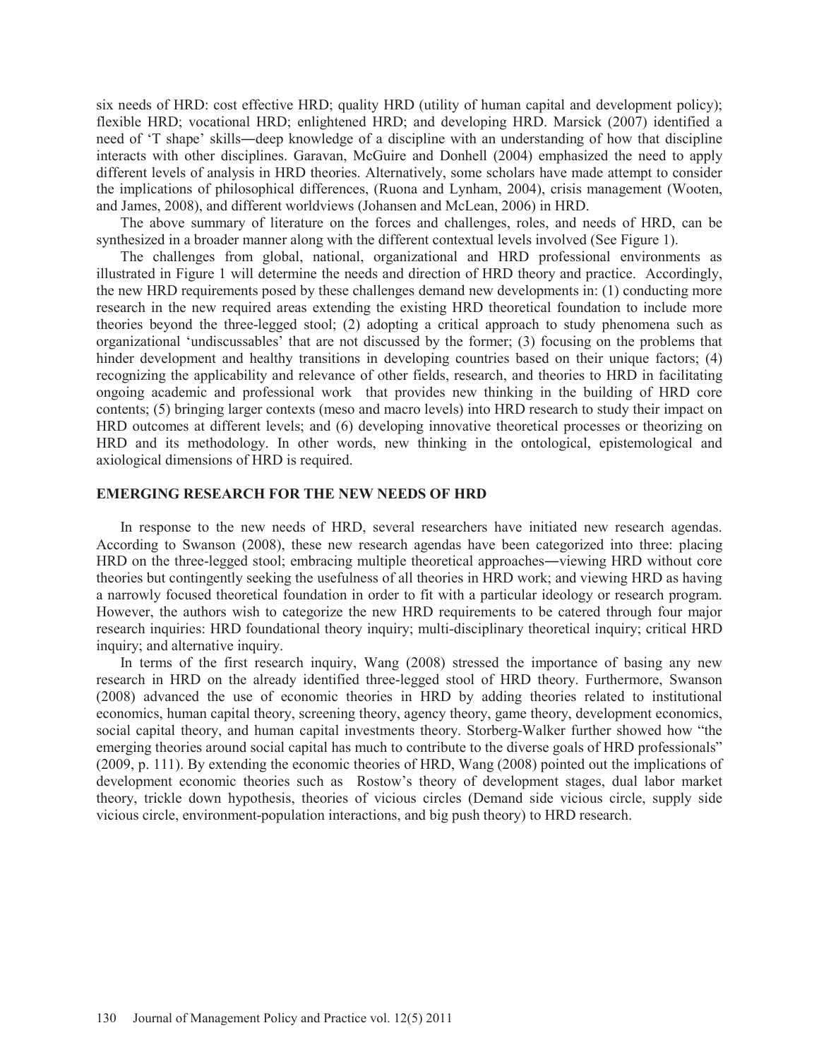six needs of HRD: cost effective HRD; quality HRD (utility of human capital and development policy); flexible HRD; vocational HRD; enlightened HRD; and developing HRD. Marsick (2007) identified a need of 'T shape' skills―deep knowledge of a discipline with an understanding of how that discipline interacts with other disciplines. Garavan, McGuire and Donhell (2004) emphasized the need to apply different levels of analysis in HRD theories. Alternatively, some scholars have made attempt to consider the implications of philosophical differences, (Ruona and Lynham, 2004), crisis management (Wooten, and James, 2008), and different worldviews (Johansen and McLean, 2006) in HRD.

The above summary of literature on the forces and challenges, roles, and needs of HRD, can be synthesized in a broader manner along with the different contextual levels involved (See Figure 1).

The challenges from global, national, organizational and HRD professional environments as illustrated in Figure 1 will determine the needs and direction of HRD theory and practice. Accordingly, the new HRD requirements posed by these challenges demand new developments in: (1) conducting more research in the new required areas extending the existing HRD theoretical foundation to include more theories beyond the three-legged stool; (2) adopting a critical approach to study phenomena such as organizational 'undiscussables' that are not discussed by the former; (3) focusing on the problems that hinder development and healthy transitions in developing countries based on their unique factors; (4) recognizing the applicability and relevance of other fields, research, and theories to HRD in facilitating ongoing academic and professional work that provides new thinking in the building of HRD core contents; (5) bringing larger contexts (meso and macro levels) into HRD research to study their impact on HRD outcomes at different levels; and (6) developing innovative theoretical processes or theorizing on HRD and its methodology. In other words, new thinking in the ontological, epistemological and axiological dimensions of HRD is required.

## EMERGING RESEARCH FOR THE NEW NEEDS OF HRD

In response to the new needs of HRD, several researchers have initiated new research agendas. According to Swanson (2008), these new research agendas have been categorized into three: placing HRD on the three-legged stool; embracing multiple theoretical approaches―viewing HRD without core theories but contingently seeking the usefulness of all theories in HRD work; and viewing HRD as having a narrowly focused theoretical foundation in order to fit with a particular ideology or research program. However, the authors wish to categorize the new HRD requirements to be catered through four major research inquiries: HRD foundational theory inquiry; multi-disciplinary theoretical inquiry; critical HRD inquiry; and alternative inquiry.

In terms of the first research inquiry, Wang (2008) stressed the importance of basing any new research in HRD on the already identified three-legged stool of HRD theory. Furthermore, Swanson (2008) advanced the use of economic theories in HRD by adding theories related to institutional economics, human capital theory, screening theory, agency theory, game theory, development economics, social capital theory, and human capital investments theory. Storberg-Walker further showed how "the emerging theories around social capital has much to contribute to the diverse goals of HRD professionals" (2009, p. 111). By extending the economic theories of HRD, Wang (2008) pointed out the implications of development economic theories such as Rostow's theory of development stages, dual labor market theory, trickle down hypothesis, theories of vicious circles (Demand side vicious circle, supply side vicious circle, environment-population interactions, and big push theory) to HRD research.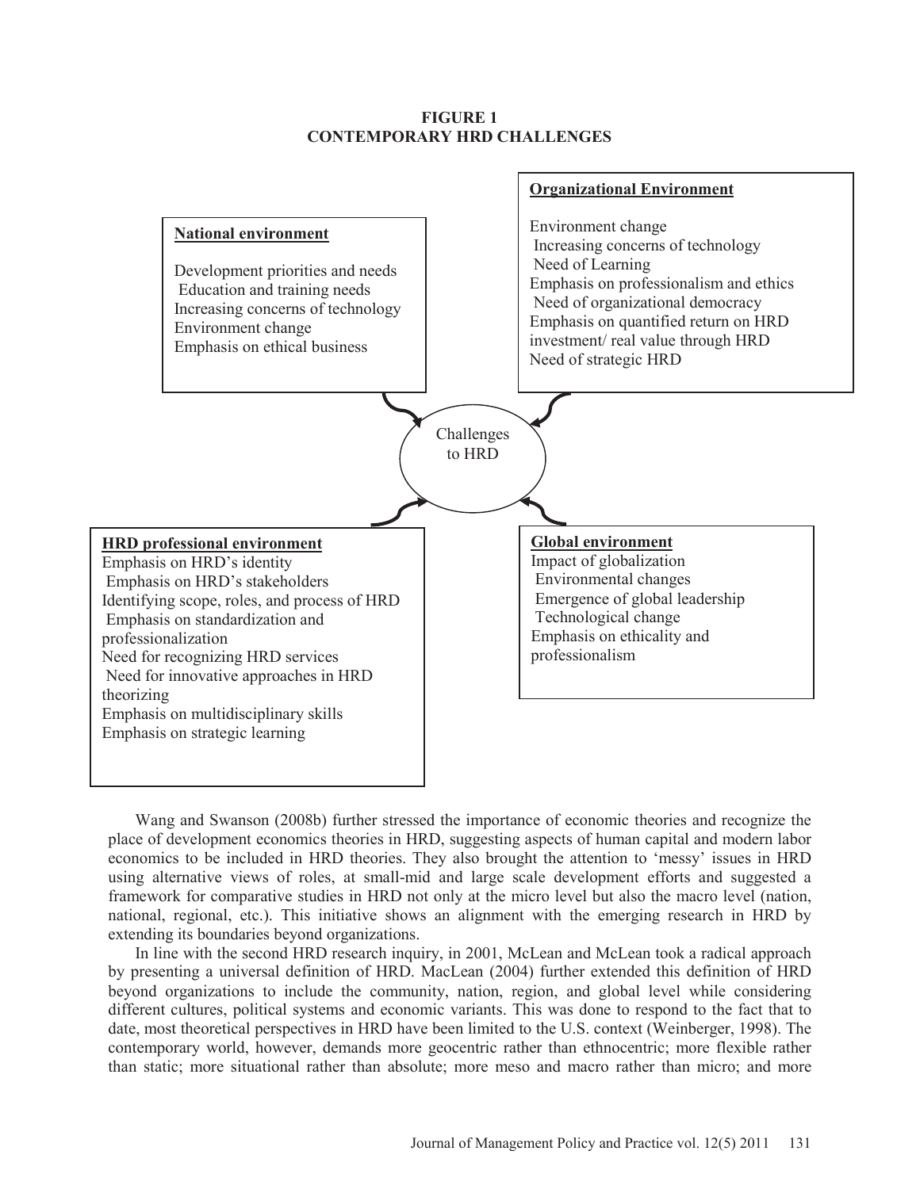**FIGURE 1**
**CONTEMPORARY HRD CHALLENGES**

**National environment**

Development priorities and needs
Education and training needs
Increasing concerns of technology
Environment change
Emphasis on ethical business

**Organizational Environment**

Environment change
Increasing concerns of technology
Need of Learning
Emphasis on professionalism and ethics
Need of organizational democracy
Emphasis on quantified return on HRD investment/ real value through HRD
Need of strategic HRD

Challenges to HRD

**HRD professional environment**

Emphasis on HRD's identity
Emphasis on HRD's stakeholders
Identifying scope, roles, and process of HRD
Emphasis on standardization and professionalization
Need for recognizing HRD services
Need for innovative approaches in HRD theorizing
Emphasis on multidisciplinary skills
Emphasis on strategic learning

**Global environment**

Impact of globalization
Environmental changes
Emergence of global leadership
Technological change
Emphasis on ethicality and professionalism

Wang and Swanson (2008b) further stressed the importance of economic theories and recognize the place of development economics theories in HRD, suggesting aspects of human capital and modern labor economics to be included in HRD theories. They also brought the attention to 'messy' issues in HRD using alternative views of roles, at small-mid and large scale development efforts and suggested a framework for comparative studies in HRD not only at the micro level but also the macro level (nation, national, regional, etc.). This initiative shows an alignment with the emerging research in HRD by extending its boundaries beyond organizations.

In line with the second HRD research inquiry, in 2001, McLean and McLean took a radical approach by presenting a universal definition of HRD. MacLean (2004) further extended this definition of HRD beyond organizations to include the community, nation, region, and global level while considering different cultures, political systems and economic variants. This was done to respond to the fact that to date, most theoretical perspectives in HRD have been limited to the U.S. context (Weinberger, 1998). The contemporary world, however, demands more geocentric rather than ethnocentric; more flexible rather than static; more situational rather than absolute; more meso and macro rather than micro; and more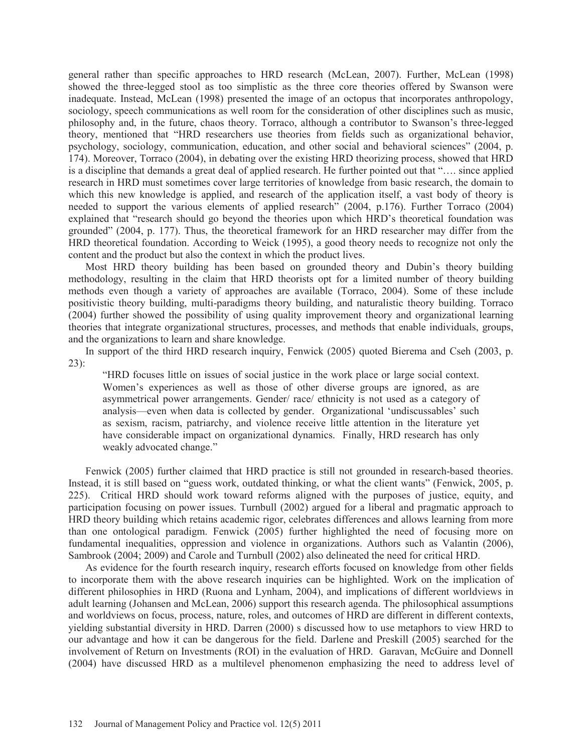general rather than specific approaches to HRD research (McLean, 2007). Further, McLean (1998) showed the three-legged stool as too simplistic as the three core theories offered by Swanson were inadequate. Instead, McLean (1998) presented the image of an octopus that incorporates anthropology, sociology, speech communications as well room for the consideration of other disciplines such as music, philosophy and, in the future, chaos theory. Torraco, although a contributor to Swanson's three-legged theory, mentioned that "HRD researchers use theories from fields such as organizational behavior, psychology, sociology, communication, education, and other social and behavioral sciences" (2004, p. 174). Moreover, Torraco (2004), in debating over the existing HRD theorizing process, showed that HRD is a discipline that demands a great deal of applied research. He further pointed out that "…. since applied research in HRD must sometimes cover large territories of knowledge from basic research, the domain to which this new knowledge is applied, and research of the application itself, a vast body of theory is needed to support the various elements of applied research" (2004, p.176). Further Torraco (2004) explained that "research should go beyond the theories upon which HRD's theoretical foundation was grounded" (2004, p. 177). Thus, the theoretical framework for an HRD researcher may differ from the HRD theoretical foundation. According to Weick (1995), a good theory needs to recognize not only the content and the product but also the context in which the product lives.

Most HRD theory building has been based on grounded theory and Dubin's theory building methodology, resulting in the claim that HRD theorists opt for a limited number of theory building methods even though a variety of approaches are available (Torraco, 2004). Some of these include positivistic theory building, multi-paradigms theory building, and naturalistic theory building. Torraco (2004) further showed the possibility of using quality improvement theory and organizational learning theories that integrate organizational structures, processes, and methods that enable individuals, groups, and the organizations to learn and share knowledge.

In support of the third HRD research inquiry, Fenwick (2005) quoted Bierema and Cseh (2003, p. 23):

> "HRD focuses little on issues of social justice in the work place or large social context. Women's experiences as well as those of other diverse groups are ignored, as are asymmetrical power arrangements. Gender/ race/ ethnicity is not used as a category of analysis—even when data is collected by gender. Organizational 'undiscussables' such as sexism, racism, patriarchy, and violence receive little attention in the literature yet have considerable impact on organizational dynamics. Finally, HRD research has only weakly advocated change."

Fenwick (2005) further claimed that HRD practice is still not grounded in research-based theories. Instead, it is still based on "guess work, outdated thinking, or what the client wants" (Fenwick, 2005, p. 225). Critical HRD should work toward reforms aligned with the purposes of justice, equity, and participation focusing on power issues. Turnbull (2002) argued for a liberal and pragmatic approach to HRD theory building which retains academic rigor, celebrates differences and allows learning from more than one ontological paradigm. Fenwick (2005) further highlighted the need of focusing more on fundamental inequalities, oppression and violence in organizations. Authors such as Valantin (2006), Sambrook (2004; 2009) and Carole and Turnbull (2002) also delineated the need for critical HRD.

As evidence for the fourth research inquiry, research efforts focused on knowledge from other fields to incorporate them with the above research inquiries can be highlighted. Work on the implication of different philosophies in HRD (Ruona and Lynham, 2004), and implications of different worldviews in adult learning (Johansen and McLean, 2006) support this research agenda. The philosophical assumptions and worldviews on focus, process, nature, roles, and outcomes of HRD are different in different contexts, yielding substantial diversity in HRD. Darren (2000) s discussed how to use metaphors to view HRD to our advantage and how it can be dangerous for the field. Darlene and Preskill (2005) searched for the involvement of Return on Investments (ROI) in the evaluation of HRD. Garavan, McGuire and Donnell (2004) have discussed HRD as a multilevel phenomenon emphasizing the need to address level of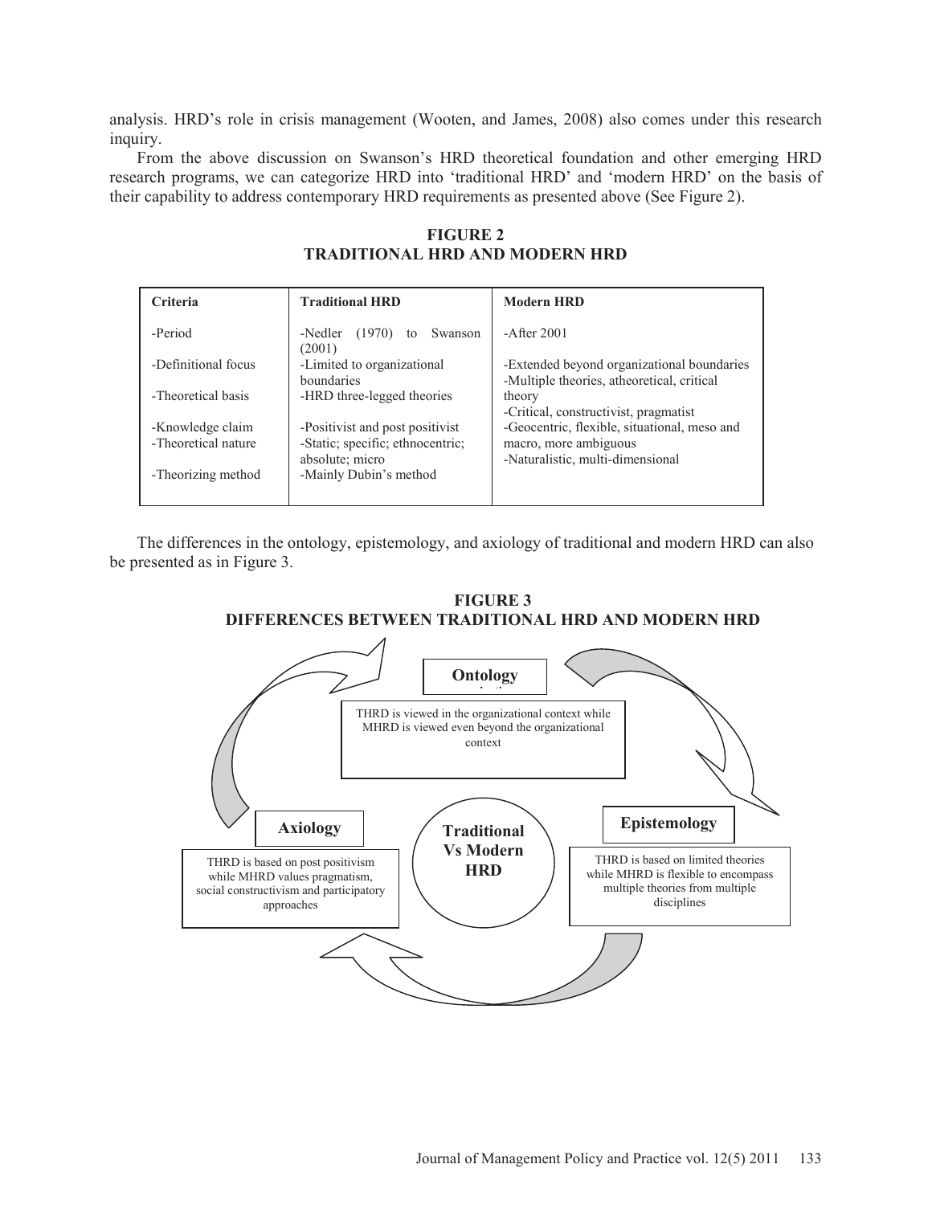analysis. HRD's role in crisis management (Wooten, and James, 2008) also comes under this research inquiry.

From the above discussion on Swanson's HRD theoretical foundation and other emerging HRD research programs, we can categorize HRD into 'traditional HRD' and 'modern HRD' on the basis of their capability to address contemporary HRD requirements as presented above (See Figure 2).

**FIGURE 2**
**TRADITIONAL HRD AND MODERN HRD**

| Criteria | Traditional HRD | Modern HRD |
|---|---|---|
| -Period | -Nedler (1970) to Swanson (2001) | -After 2001 |
| -Definitional focus | -Limited to organizational boundaries | -Extended beyond organizational boundaries |
| -Theoretical basis | -HRD three-legged theories | -Multiple theories, atheoretical, critical theory |
| -Knowledge claim | -Positivist and post positivist | -Critical, constructivist, pragmatist |
| -Theoretical nature | -Static; specific; ethnocentric; absolute; micro | -Geocentric, flexible, situational, meso and macro, more ambiguous |
| -Theorizing method | -Mainly Dubin's method | -Naturalistic, multi-dimensional |

The differences in the ontology, epistemology, and axiology of traditional and modern HRD can also be presented as in Figure 3.

**FIGURE 3**
**DIFFERENCES BETWEEN TRADITIONAL HRD AND MODERN HRD**

**Traditional Vs Modern HRD**

**Ontology**

THRD is viewed in the organizational context while MHRD is viewed even beyond the organizational context

**Epistemology**

THRD is based on limited theories while MHRD is flexible to encompass multiple theories from multiple disciplines

**Axiology**

THRD is based on post positivism while MHRD values pragmatism, social constructivism and participatory approaches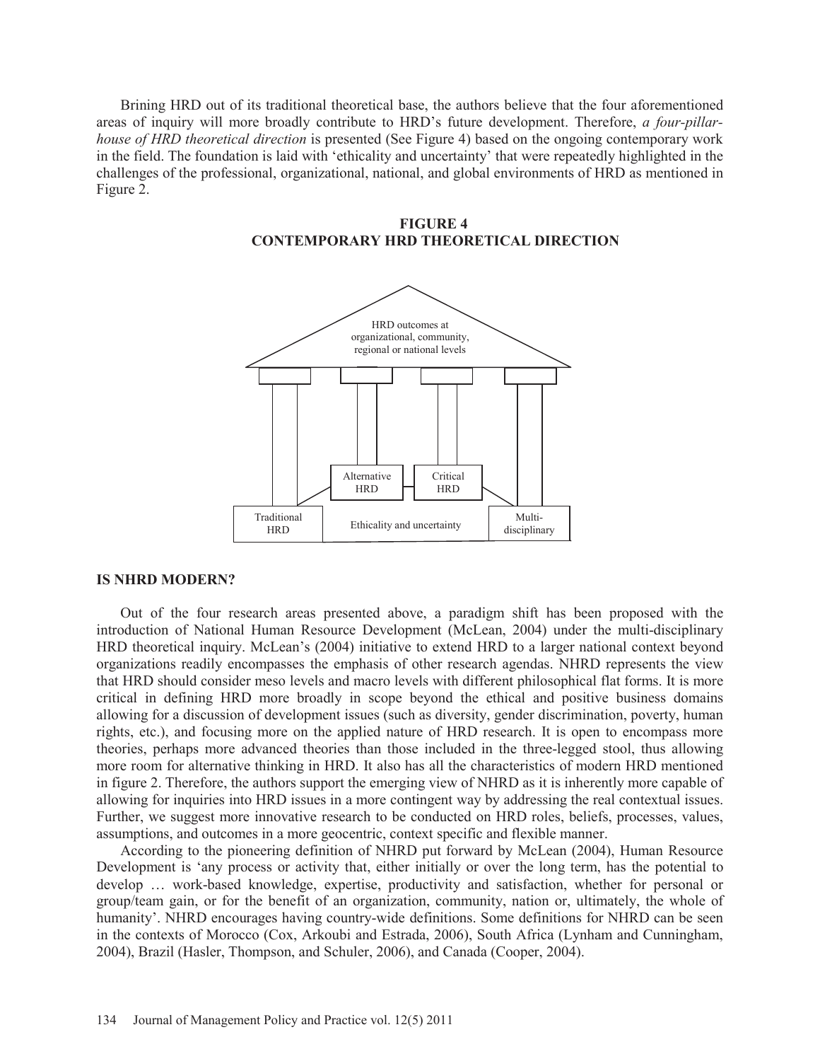Brining HRD out of its traditional theoretical base, the authors believe that the four aforementioned areas of inquiry will more broadly contribute to HRD's future development. Therefore, *a four-pillar-house of HRD theoretical direction* is presented (See Figure 4) based on the ongoing contemporary work in the field. The foundation is laid with 'ethicality and uncertainty' that were repeatedly highlighted in the challenges of the professional, organizational, national, and global environments of HRD as mentioned in Figure 2.

**FIGURE 4**
**CONTEMPORARY HRD THEORETICAL DIRECTION**

HRD outcomes at organizational, community, regional or national levels

Alternative HRD | Critical HRD

Traditional HRD | Ethicality and uncertainty | Multi-disciplinary

### IS NHRD MODERN?

Out of the four research areas presented above, a paradigm shift has been proposed with the introduction of National Human Resource Development (McLean, 2004) under the multi-disciplinary HRD theoretical inquiry. McLean's (2004) initiative to extend HRD to a larger national context beyond organizations readily encompasses the emphasis of other research agendas. NHRD represents the view that HRD should consider meso levels and macro levels with different philosophical flat forms. It is more critical in defining HRD more broadly in scope beyond the ethical and positive business domains allowing for a discussion of development issues (such as diversity, gender discrimination, poverty, human rights, etc.), and focusing more on the applied nature of HRD research. It is open to encompass more theories, perhaps more advanced theories than those included in the three-legged stool, thus allowing more room for alternative thinking in HRD. It also has all the characteristics of modern HRD mentioned in figure 2. Therefore, the authors support the emerging view of NHRD as it is inherently more capable of allowing for inquiries into HRD issues in a more contingent way by addressing the real contextual issues. Further, we suggest more innovative research to be conducted on HRD roles, beliefs, processes, values, assumptions, and outcomes in a more geocentric, context specific and flexible manner.

According to the pioneering definition of NHRD put forward by McLean (2004), Human Resource Development is 'any process or activity that, either initially or over the long term, has the potential to develop … work-based knowledge, expertise, productivity and satisfaction, whether for personal or group/team gain, or for the benefit of an organization, community, nation or, ultimately, the whole of humanity'. NHRD encourages having country-wide definitions. Some definitions for NHRD can be seen in the contexts of Morocco (Cox, Arkoubi and Estrada, 2006), South Africa (Lynham and Cunningham, 2004), Brazil (Hasler, Thompson, and Schuler, 2006), and Canada (Cooper, 2004).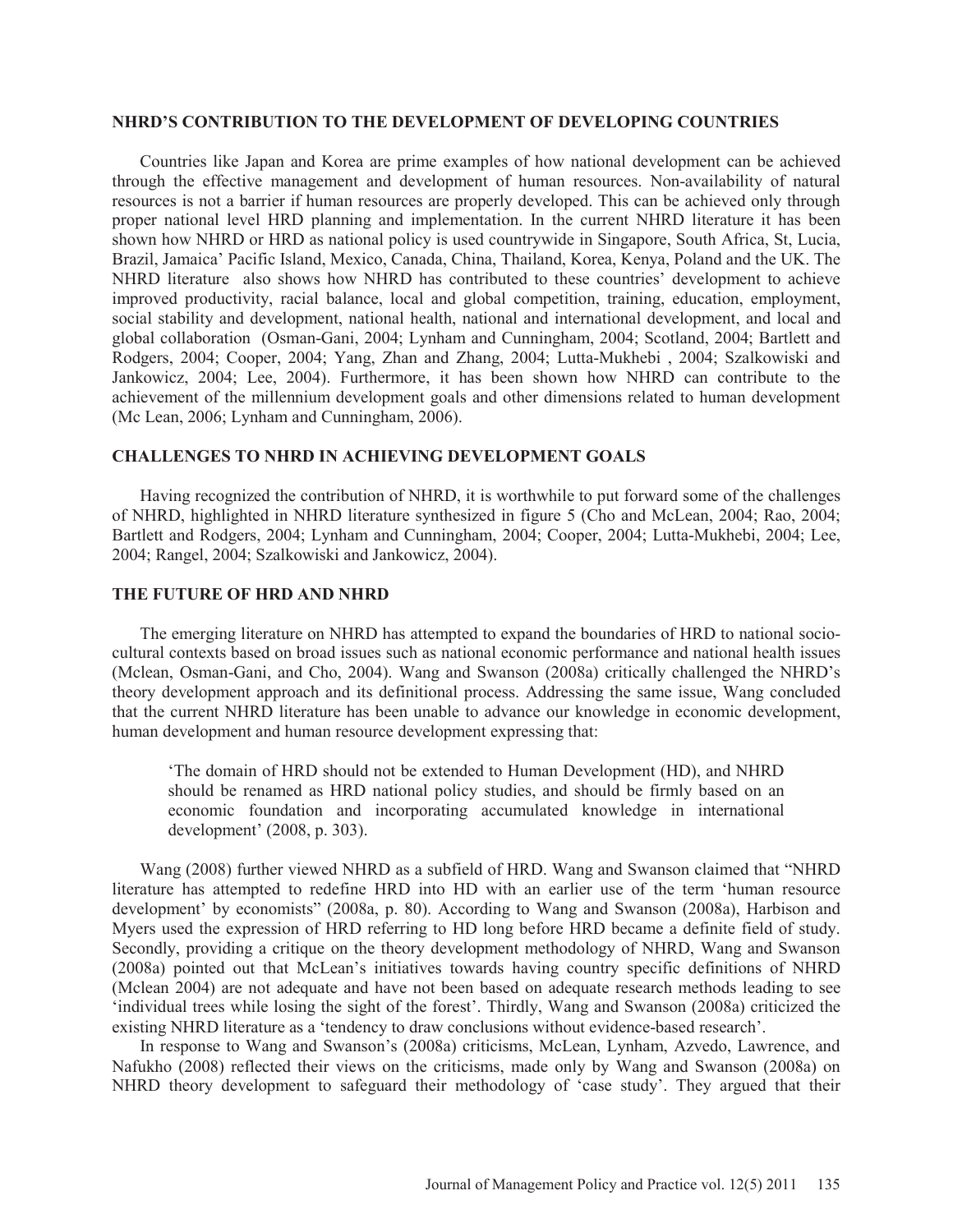## NHRD'S CONTRIBUTION TO THE DEVELOPMENT OF DEVELOPING COUNTRIES

Countries like Japan and Korea are prime examples of how national development can be achieved through the effective management and development of human resources. Non-availability of natural resources is not a barrier if human resources are properly developed. This can be achieved only through proper national level HRD planning and implementation. In the current NHRD literature it has been shown how NHRD or HRD as national policy is used countrywide in Singapore, South Africa, St, Lucia, Brazil, Jamaica' Pacific Island, Mexico, Canada, China, Thailand, Korea, Kenya, Poland and the UK. The NHRD literature also shows how NHRD has contributed to these countries' development to achieve improved productivity, racial balance, local and global competition, training, education, employment, social stability and development, national health, national and international development, and local and global collaboration (Osman-Gani, 2004; Lynham and Cunningham, 2004; Scotland, 2004; Bartlett and Rodgers, 2004; Cooper, 2004; Yang, Zhan and Zhang, 2004; Lutta-Mukhebi , 2004; Szalkowiski and Jankowicz, 2004; Lee, 2004). Furthermore, it has been shown how NHRD can contribute to the achievement of the millennium development goals and other dimensions related to human development (Mc Lean, 2006; Lynham and Cunningham, 2006).

## CHALLENGES TO NHRD IN ACHIEVING DEVELOPMENT GOALS

Having recognized the contribution of NHRD, it is worthwhile to put forward some of the challenges of NHRD, highlighted in NHRD literature synthesized in figure 5 (Cho and McLean, 2004; Rao, 2004; Bartlett and Rodgers, 2004; Lynham and Cunningham, 2004; Cooper, 2004; Lutta-Mukhebi, 2004; Lee, 2004; Rangel, 2004; Szalkowiski and Jankowicz, 2004).

## THE FUTURE OF HRD AND NHRD

The emerging literature on NHRD has attempted to expand the boundaries of HRD to national socio-cultural contexts based on broad issues such as national economic performance and national health issues (Mclean, Osman-Gani, and Cho, 2004). Wang and Swanson (2008a) critically challenged the NHRD's theory development approach and its definitional process. Addressing the same issue, Wang concluded that the current NHRD literature has been unable to advance our knowledge in economic development, human development and human resource development expressing that:

> 'The domain of HRD should not be extended to Human Development (HD), and NHRD should be renamed as HRD national policy studies, and should be firmly based on an economic foundation and incorporating accumulated knowledge in international development' (2008, p. 303).

Wang (2008) further viewed NHRD as a subfield of HRD. Wang and Swanson claimed that "NHRD literature has attempted to redefine HRD into HD with an earlier use of the term 'human resource development' by economists" (2008a, p. 80). According to Wang and Swanson (2008a), Harbison and Myers used the expression of HRD referring to HD long before HRD became a definite field of study. Secondly, providing a critique on the theory development methodology of NHRD, Wang and Swanson (2008a) pointed out that McLean's initiatives towards having country specific definitions of NHRD (Mclean 2004) are not adequate and have not been based on adequate research methods leading to see 'individual trees while losing the sight of the forest'. Thirdly, Wang and Swanson (2008a) criticized the existing NHRD literature as a 'tendency to draw conclusions without evidence-based research'.

In response to Wang and Swanson's (2008a) criticisms, McLean, Lynham, Azvedo, Lawrence, and Nafukho (2008) reflected their views on the criticisms, made only by Wang and Swanson (2008a) on NHRD theory development to safeguard their methodology of 'case study'. They argued that their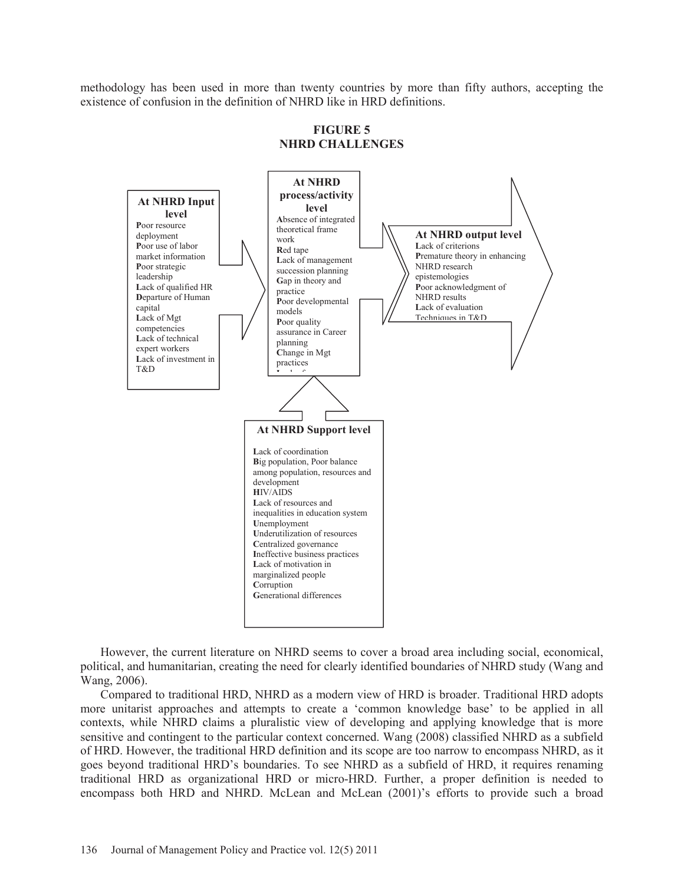methodology has been used in more than twenty countries by more than fifty authors, accepting the existence of confusion in the definition of NHRD like in HRD definitions.

**FIGURE 5**
**NHRD CHALLENGES**

**At NHRD Input level**

- Poor resource deployment
- Poor use of labor market information
- Poor strategic leadership
- Lack of qualified HR
- Departure of Human capital
- Lack of Mgt competencies
- Lack of technical expert workers
- Lack of investment in T&D

**At NHRD process/activity level**

- Absence of integrated theoretical frame work
- Red tape
- Lack of management succession planning
- Gap in theory and practice
- Poor developmental models
- Poor quality assurance in Career planning
- Change in Mgt practices

**At NHRD output level**

- Lack of criterions
- Premature theory in enhancing NHRD research epistemologies
- Poor acknowledgment of NHRD results
- Lack of evaluation Techniques in T&D

**At NHRD Support level**

- Lack of coordination
- Big population, Poor balance among population, resources and development
- HIV/AIDS
- Lack of resources and inequalities in education system
- Unemployment
- Underutilization of resources
- Centralized governance
- Ineffective business practices
- Lack of motivation in marginalized people
- Corruption
- Generational differences

However, the current literature on NHRD seems to cover a broad area including social, economical, political, and humanitarian, creating the need for clearly identified boundaries of NHRD study (Wang and Wang, 2006).

Compared to traditional HRD, NHRD as a modern view of HRD is broader. Traditional HRD adopts more unitarist approaches and attempts to create a 'common knowledge base' to be applied in all contexts, while NHRD claims a pluralistic view of developing and applying knowledge that is more sensitive and contingent to the particular context concerned. Wang (2008) classified NHRD as a subfield of HRD. However, the traditional HRD definition and its scope are too narrow to encompass NHRD, as it goes beyond traditional HRD's boundaries. To see NHRD as a subfield of HRD, it requires renaming traditional HRD as organizational HRD or micro-HRD. Further, a proper definition is needed to encompass both HRD and NHRD. McLean and McLean (2001)'s efforts to provide such a broad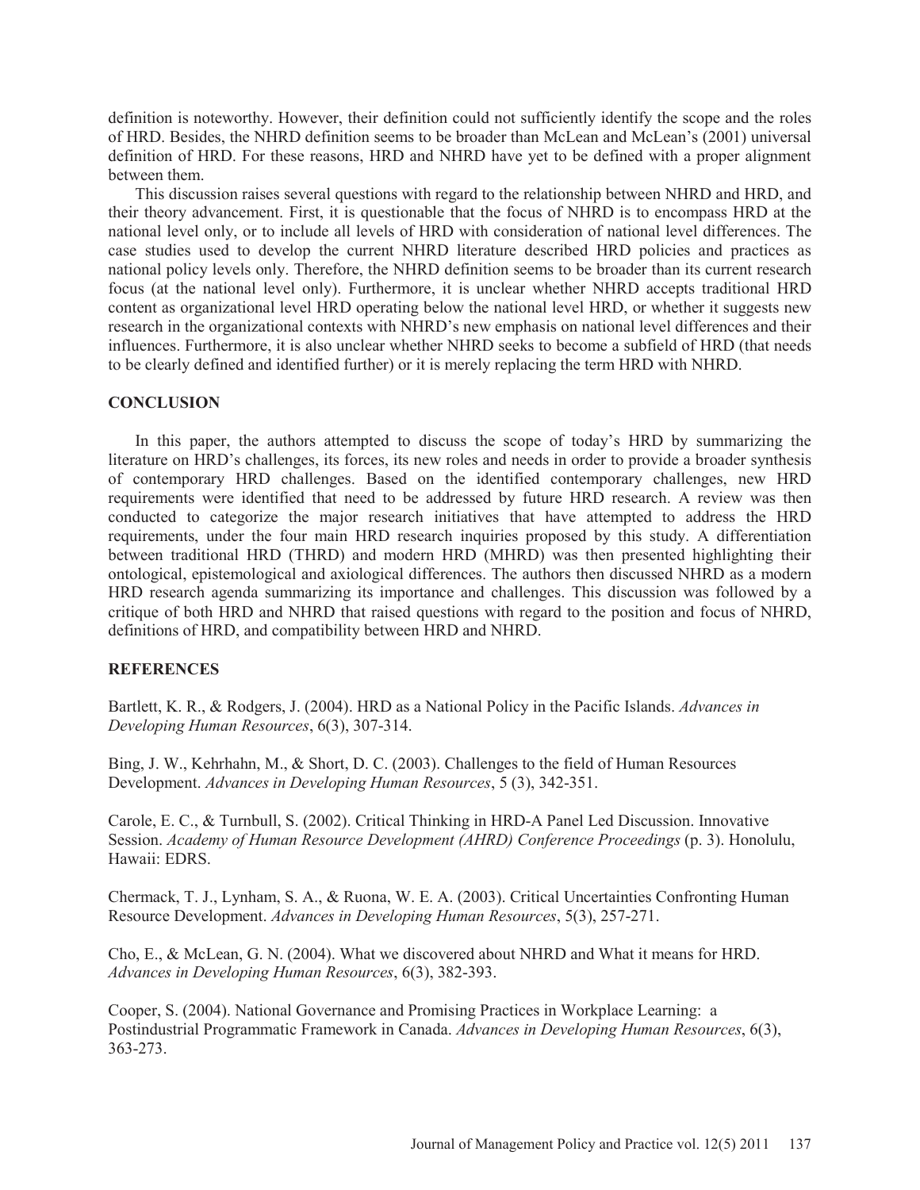definition is noteworthy. However, their definition could not sufficiently identify the scope and the roles of HRD. Besides, the NHRD definition seems to be broader than McLean and McLean's (2001) universal definition of HRD. For these reasons, HRD and NHRD have yet to be defined with a proper alignment between them.

This discussion raises several questions with regard to the relationship between NHRD and HRD, and their theory advancement. First, it is questionable that the focus of NHRD is to encompass HRD at the national level only, or to include all levels of HRD with consideration of national level differences. The case studies used to develop the current NHRD literature described HRD policies and practices as national policy levels only. Therefore, the NHRD definition seems to be broader than its current research focus (at the national level only). Furthermore, it is unclear whether NHRD accepts traditional HRD content as organizational level HRD operating below the national level HRD, or whether it suggests new research in the organizational contexts with NHRD's new emphasis on national level differences and their influences. Furthermore, it is also unclear whether NHRD seeks to become a subfield of HRD (that needs to be clearly defined and identified further) or it is merely replacing the term HRD with NHRD.

## CONCLUSION

In this paper, the authors attempted to discuss the scope of today's HRD by summarizing the literature on HRD's challenges, its forces, its new roles and needs in order to provide a broader synthesis of contemporary HRD challenges. Based on the identified contemporary challenges, new HRD requirements were identified that need to be addressed by future HRD research. A review was then conducted to categorize the major research initiatives that have attempted to address the HRD requirements, under the four main HRD research inquiries proposed by this study. A differentiation between traditional HRD (THRD) and modern HRD (MHRD) was then presented highlighting their ontological, epistemological and axiological differences. The authors then discussed NHRD as a modern HRD research agenda summarizing its importance and challenges. This discussion was followed by a critique of both HRD and NHRD that raised questions with regard to the position and focus of NHRD, definitions of HRD, and compatibility between HRD and NHRD.

## REFERENCES

Bartlett, K. R., & Rodgers, J. (2004). HRD as a National Policy in the Pacific Islands. *Advances in Developing Human Resources*, 6(3), 307-314.

Bing, J. W., Kehrhahn, M., & Short, D. C. (2003). Challenges to the field of Human Resources Development. *Advances in Developing Human Resources*, 5 (3), 342-351.

Carole, E. C., & Turnbull, S. (2002). Critical Thinking in HRD-A Panel Led Discussion. Innovative Session. *Academy of Human Resource Development (AHRD) Conference Proceedings* (p. 3). Honolulu, Hawaii: EDRS.

Chermack, T. J., Lynham, S. A., & Ruona, W. E. A. (2003). Critical Uncertainties Confronting Human Resource Development. *Advances in Developing Human Resources*, 5(3), 257-271.

Cho, E., & McLean, G. N. (2004). What we discovered about NHRD and What it means for HRD. *Advances in Developing Human Resources*, 6(3), 382-393.

Cooper, S. (2004). National Governance and Promising Practices in Workplace Learning: a Postindustrial Programmatic Framework in Canada. *Advances in Developing Human Resources*, 6(3), 363-273.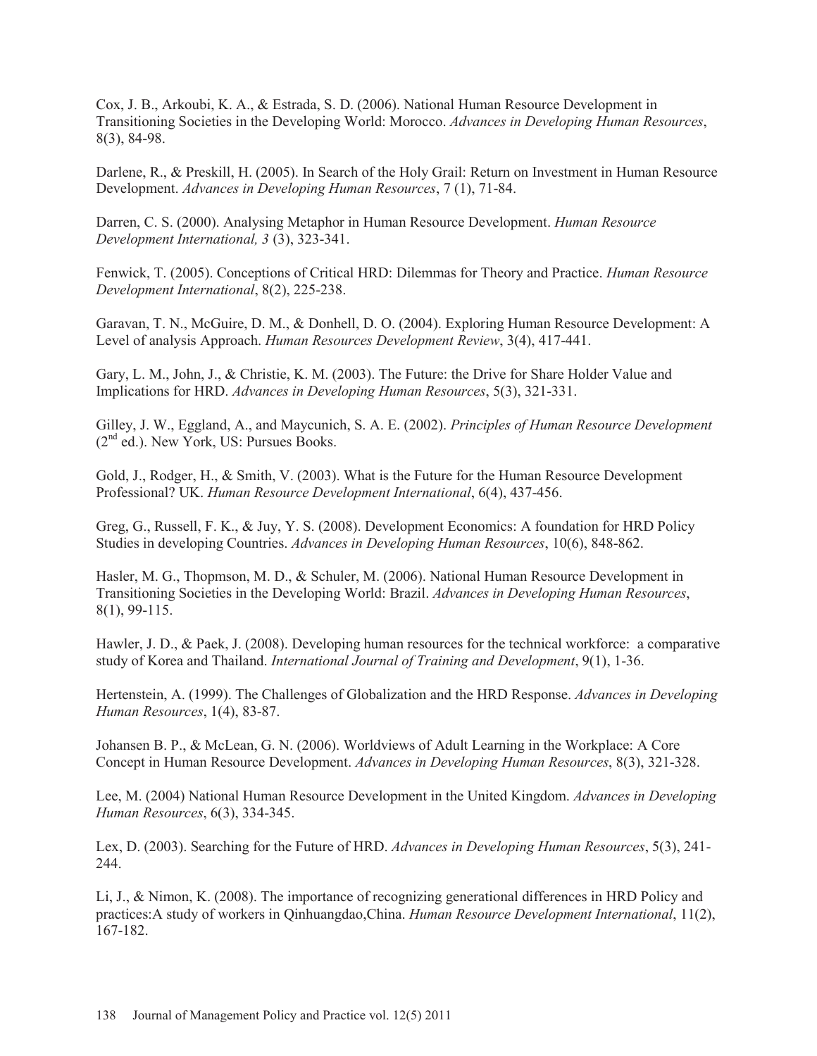Cox, J. B., Arkoubi, K. A., & Estrada, S. D. (2006). National Human Resource Development in Transitioning Societies in the Developing World: Morocco. *Advances in Developing Human Resources*, 8(3), 84-98.

Darlene, R., & Preskill, H. (2005). In Search of the Holy Grail: Return on Investment in Human Resource Development. *Advances in Developing Human Resources*, 7 (1), 71-84.

Darren, C. S. (2000). Analysing Metaphor in Human Resource Development. *Human Resource Development International, 3* (3), 323-341.

Fenwick, T. (2005). Conceptions of Critical HRD: Dilemmas for Theory and Practice. *Human Resource Development International*, 8(2), 225-238.

Garavan, T. N., McGuire, D. M., & Donhell, D. O. (2004). Exploring Human Resource Development: A Level of analysis Approach. *Human Resources Development Review*, 3(4), 417-441.

Gary, L. M., John, J., & Christie, K. M. (2003). The Future: the Drive for Share Holder Value and Implications for HRD. *Advances in Developing Human Resources*, 5(3), 321-331.

Gilley, J. W., Eggland, A., and Maycunich, S. A. E. (2002). *Principles of Human Resource Development* (2nd ed.). New York, US: Pursues Books.

Gold, J., Rodger, H., & Smith, V. (2003). What is the Future for the Human Resource Development Professional? UK. *Human Resource Development International*, 6(4), 437-456.

Greg, G., Russell, F. K., & Juy, Y. S. (2008). Development Economics: A foundation for HRD Policy Studies in developing Countries. *Advances in Developing Human Resources*, 10(6), 848-862.

Hasler, M. G., Thopmson, M. D., & Schuler, M. (2006). National Human Resource Development in Transitioning Societies in the Developing World: Brazil. *Advances in Developing Human Resources*, 8(1), 99-115.

Hawler, J. D., & Paek, J. (2008). Developing human resources for the technical workforce: a comparative study of Korea and Thailand. *International Journal of Training and Development*, 9(1), 1-36.

Hertenstein, A. (1999). The Challenges of Globalization and the HRD Response. *Advances in Developing Human Resources*, 1(4), 83-87.

Johansen B. P., & McLean, G. N. (2006). Worldviews of Adult Learning in the Workplace: A Core Concept in Human Resource Development. *Advances in Developing Human Resources*, 8(3), 321-328.

Lee, M. (2004) National Human Resource Development in the United Kingdom. *Advances in Developing Human Resources*, 6(3), 334-345.

Lex, D. (2003). Searching for the Future of HRD. *Advances in Developing Human Resources*, 5(3), 241-244.

Li, J., & Nimon, K. (2008). The importance of recognizing generational differences in HRD Policy and practices:A study of workers in Qinhuangdao,China. *Human Resource Development International*, 11(2), 167-182.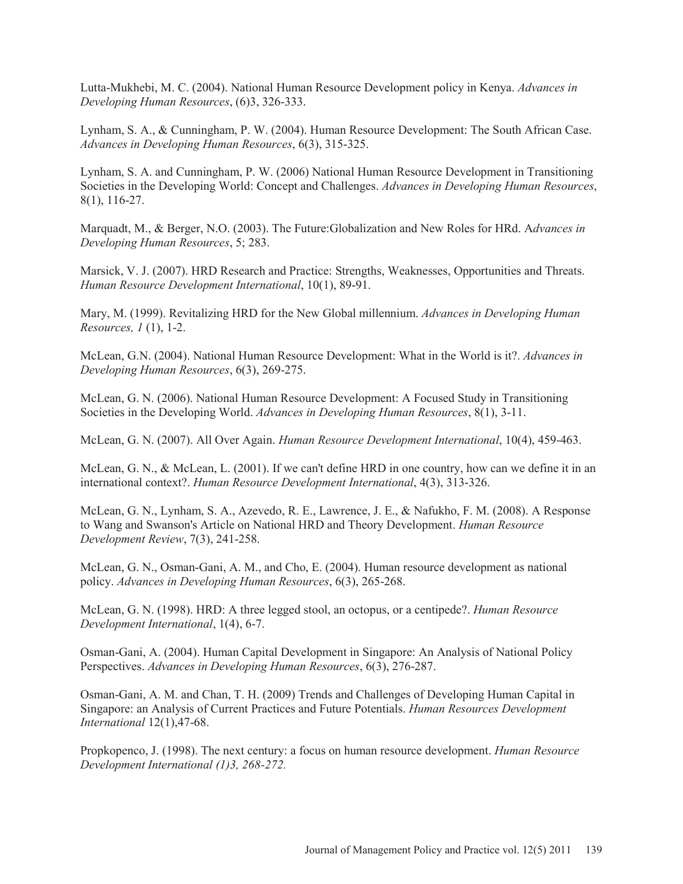Lutta-Mukhebi, M. C. (2004). National Human Resource Development policy in Kenya. *Advances in Developing Human Resources*, (6)3, 326-333.

Lynham, S. A., & Cunningham, P. W. (2004). Human Resource Development: The South African Case. *Advances in Developing Human Resources*, 6(3), 315-325.

Lynham, S. A. and Cunningham, P. W. (2006) National Human Resource Development in Transitioning Societies in the Developing World: Concept and Challenges. *Advances in Developing Human Resources*, 8(1), 116-27.

Marquadt, M., & Berger, N.O. (2003). The Future:Globalization and New Roles for HRd. A*dvances in Developing Human Resources*, 5; 283.

Marsick, V. J. (2007). HRD Research and Practice: Strengths, Weaknesses, Opportunities and Threats. *Human Resource Development International*, 10(1), 89-91.

Mary, M. (1999). Revitalizing HRD for the New Global millennium. *Advances in Developing Human Resources, 1* (1), 1-2.

McLean, G.N. (2004). National Human Resource Development: What in the World is it?. *Advances in Developing Human Resources*, 6(3), 269-275.

McLean, G. N. (2006). National Human Resource Development: A Focused Study in Transitioning Societies in the Developing World. *Advances in Developing Human Resources*, 8(1), 3-11.

McLean, G. N. (2007). All Over Again. *Human Resource Development International*, 10(4), 459-463.

McLean, G. N., & McLean, L. (2001). If we can't define HRD in one country, how can we define it in an international context?. *Human Resource Development International*, 4(3), 313-326.

McLean, G. N., Lynham, S. A., Azevedo, R. E., Lawrence, J. E., & Nafukho, F. M. (2008). A Response to Wang and Swanson's Article on National HRD and Theory Development. *Human Resource Development Review*, 7(3), 241-258.

McLean, G. N., Osman-Gani, A. M., and Cho, E. (2004). Human resource development as national policy. *Advances in Developing Human Resources*, 6(3), 265-268.

McLean, G. N. (1998). HRD: A three legged stool, an octopus, or a centipede?. *Human Resource Development International*, 1(4), 6-7.

Osman-Gani, A. (2004). Human Capital Development in Singapore: An Analysis of National Policy Perspectives. *Advances in Developing Human Resources*, 6(3), 276-287.

Osman-Gani, A. M. and Chan, T. H. (2009) Trends and Challenges of Developing Human Capital in Singapore: an Analysis of Current Practices and Future Potentials. *Human Resources Development International* 12(1),47-68.

Propkopenco, J. (1998). The next century: a focus on human resource development. *Human Resource Development International (1)3, 268-272.*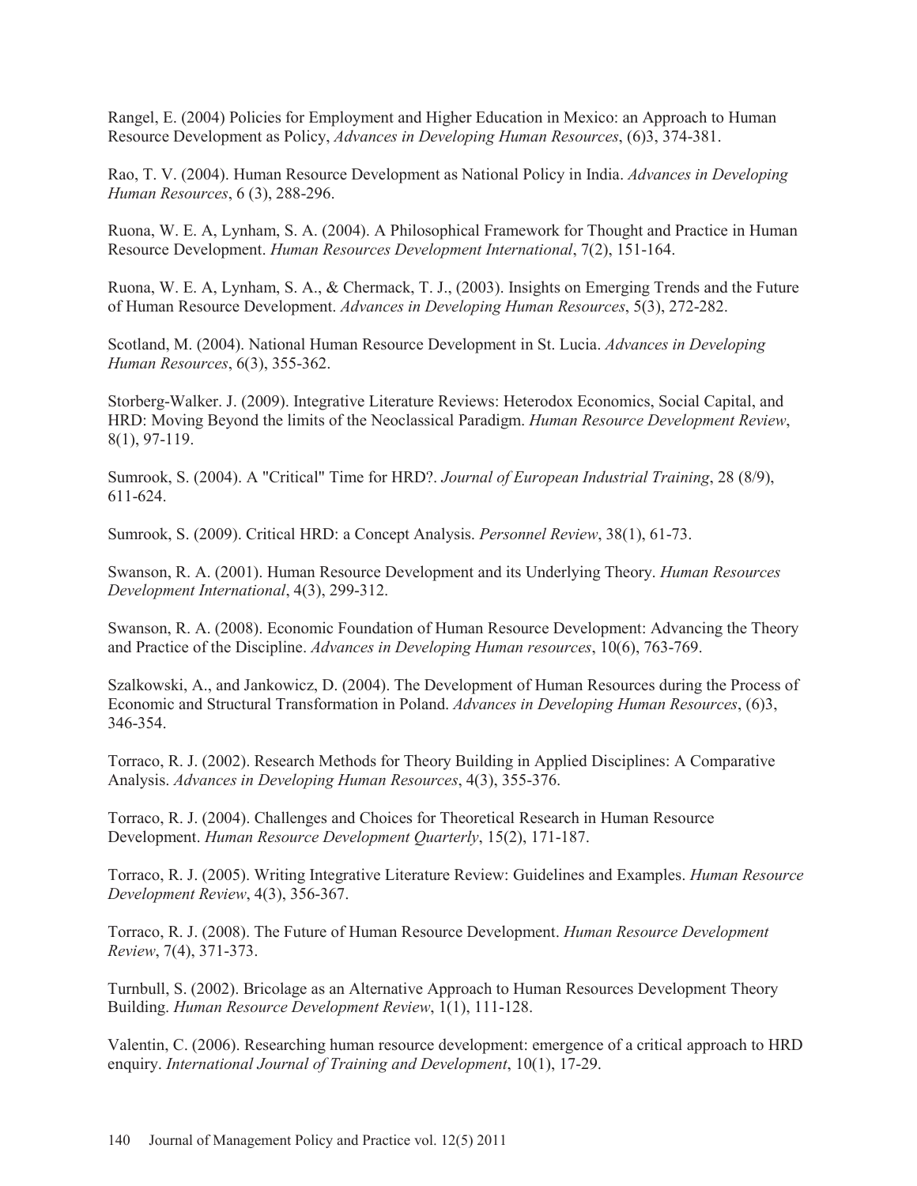Rangel, E. (2004) Policies for Employment and Higher Education in Mexico: an Approach to Human Resource Development as Policy, *Advances in Developing Human Resources*, (6)3, 374-381.

Rao, T. V. (2004). Human Resource Development as National Policy in India. *Advances in Developing Human Resources*, 6 (3), 288-296.

Ruona, W. E. A, Lynham, S. A. (2004). A Philosophical Framework for Thought and Practice in Human Resource Development. *Human Resources Development International*, 7(2), 151-164.

Ruona, W. E. A, Lynham, S. A., & Chermack, T. J., (2003). Insights on Emerging Trends and the Future of Human Resource Development. *Advances in Developing Human Resources*, 5(3), 272-282.

Scotland, M. (2004). National Human Resource Development in St. Lucia. *Advances in Developing Human Resources*, 6(3), 355-362.

Storberg-Walker. J. (2009). Integrative Literature Reviews: Heterodox Economics, Social Capital, and HRD: Moving Beyond the limits of the Neoclassical Paradigm. *Human Resource Development Review*, 8(1), 97-119.

Sumrook, S. (2004). A "Critical" Time for HRD?. *Journal of European Industrial Training*, 28 (8/9), 611-624.

Sumrook, S. (2009). Critical HRD: a Concept Analysis. *Personnel Review*, 38(1), 61-73.

Swanson, R. A. (2001). Human Resource Development and its Underlying Theory. *Human Resources Development International*, 4(3), 299-312.

Swanson, R. A. (2008). Economic Foundation of Human Resource Development: Advancing the Theory and Practice of the Discipline. *Advances in Developing Human resources*, 10(6), 763-769.

Szalkowski, A., and Jankowicz, D. (2004). The Development of Human Resources during the Process of Economic and Structural Transformation in Poland. *Advances in Developing Human Resources*, (6)3, 346-354.

Torraco, R. J. (2002). Research Methods for Theory Building in Applied Disciplines: A Comparative Analysis. *Advances in Developing Human Resources*, 4(3), 355-376.

Torraco, R. J. (2004). Challenges and Choices for Theoretical Research in Human Resource Development. *Human Resource Development Quarterly*, 15(2), 171-187.

Torraco, R. J. (2005). Writing Integrative Literature Review: Guidelines and Examples. *Human Resource Development Review*, 4(3), 356-367.

Torraco, R. J. (2008). The Future of Human Resource Development. *Human Resource Development Review*, 7(4), 371-373.

Turnbull, S. (2002). Bricolage as an Alternative Approach to Human Resources Development Theory Building. *Human Resource Development Review*, 1(1), 111-128.

Valentin, C. (2006). Researching human resource development: emergence of a critical approach to HRD enquiry. *International Journal of Training and Development*, 10(1), 17-29.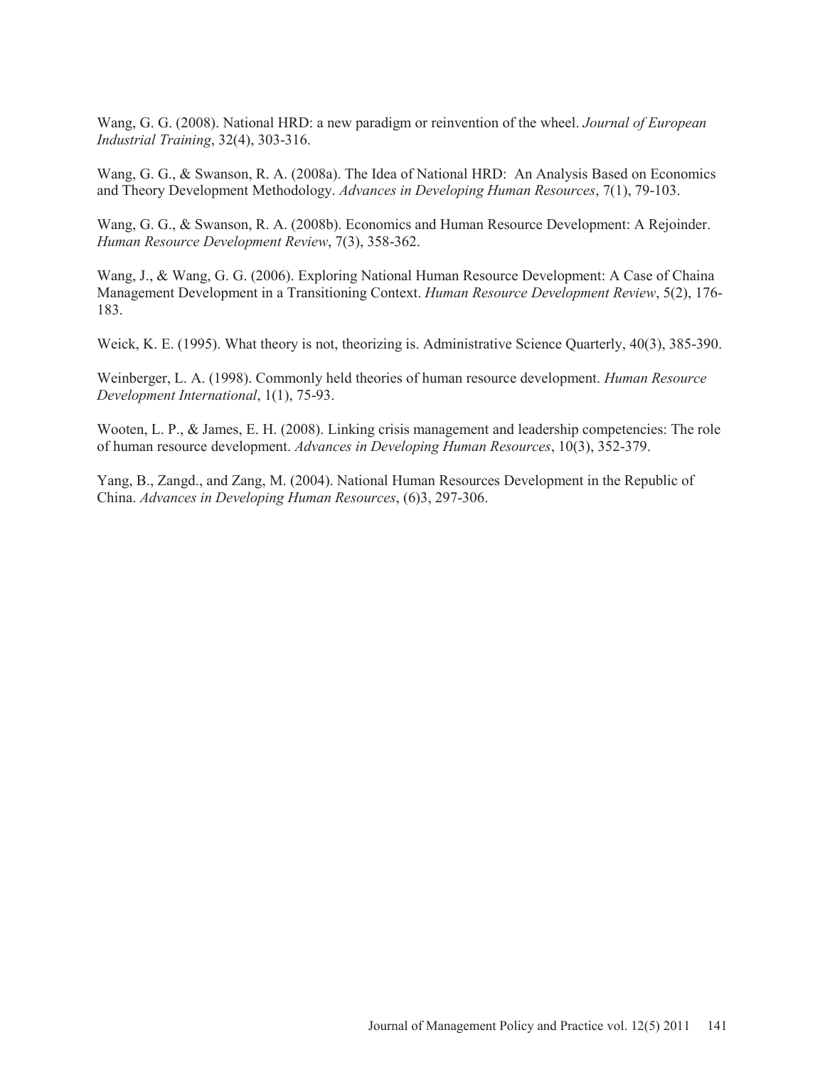Wang, G. G. (2008). National HRD: a new paradigm or reinvention of the wheel. *Journal of European Industrial Training*, 32(4), 303-316.

Wang, G. G., & Swanson, R. A. (2008a). The Idea of National HRD: An Analysis Based on Economics and Theory Development Methodology. *Advances in Developing Human Resources*, 7(1), 79-103.

Wang, G. G., & Swanson, R. A. (2008b). Economics and Human Resource Development: A Rejoinder. *Human Resource Development Review*, 7(3), 358-362.

Wang, J., & Wang, G. G. (2006). Exploring National Human Resource Development: A Case of Chaina Management Development in a Transitioning Context. *Human Resource Development Review*, 5(2), 176-183.

Weick, K. E. (1995). What theory is not, theorizing is. Administrative Science Quarterly, 40(3), 385-390.

Weinberger, L. A. (1998). Commonly held theories of human resource development. *Human Resource Development International*, 1(1), 75-93.

Wooten, L. P., & James, E. H. (2008). Linking crisis management and leadership competencies: The role of human resource development. *Advances in Developing Human Resources*, 10(3), 352-379.

Yang, B., Zangd., and Zang, M. (2004). National Human Resources Development in the Republic of China. *Advances in Developing Human Resources*, (6)3, 297-306.